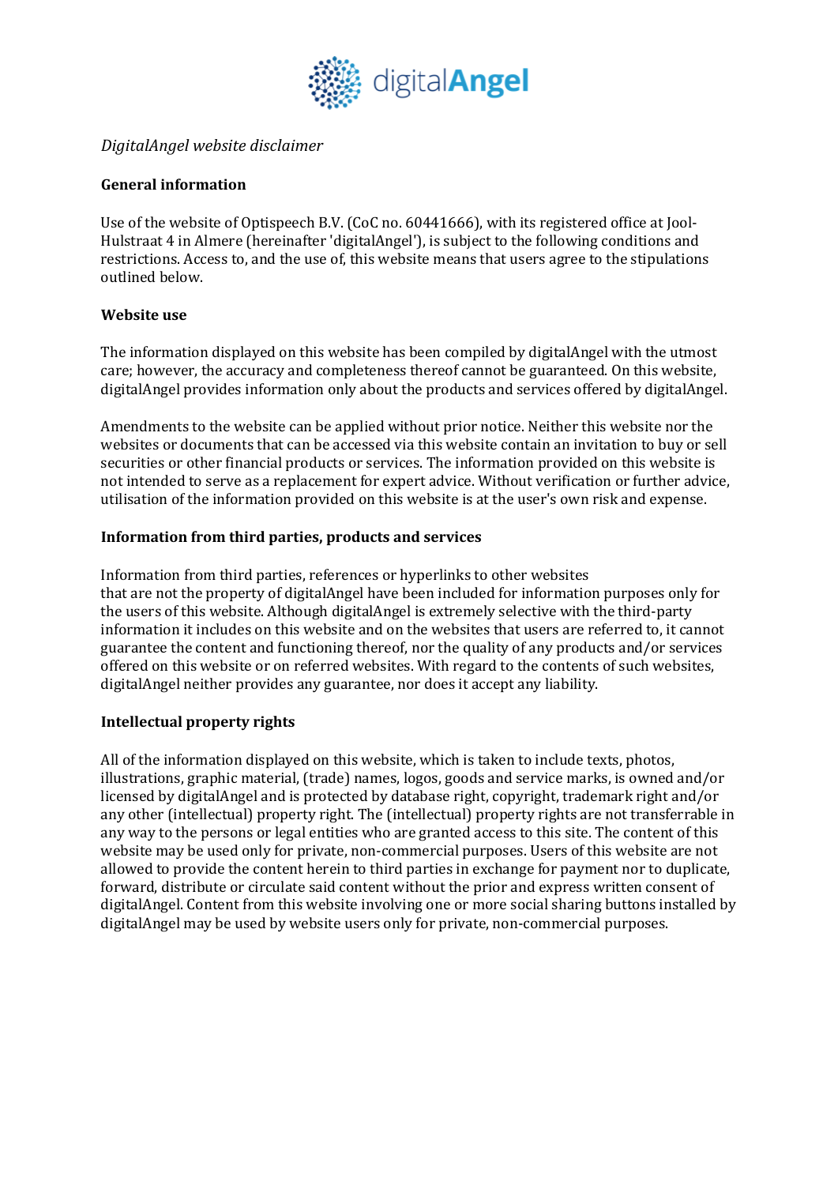*DigitalAngel website disclaimer*

**General information**

Use of the website of Optispeech B.V. (CoC no. 60441666), with its registered office at Jool-Hulstraat 4 in Almere (hereinafter 'digitalAngel'), is subject to the following conditions and restrictions. Access to, and the use of, this website means that users agree to the stipulations outlined below.

**Website use**

The information displayed on this website has been compiled by digitalAngel with the utmost care; however, the accuracy and completeness thereof cannot be guaranteed. On this website, digitalAngel provides information only about the products and services offered by digitalAngel.

Amendments to the website can be applied without prior notice. Neither this website nor the websites or documents that can be accessed via this website contain an invitation to buy or sell securities or other financial products or services. The information provided on this website is not intended to serve as a replacement for expert advice. Without verification or further advice, utilisation of the information provided on this website is at the user's own risk and expense.

**Information from third parties, products and services**

Information from third parties, references or hyperlinks to other websites that are not the property of digitalAngel have been included for information purposes only for the users of this website. Although digitalAngel is extremely selective with the third-party information it includes on this website and on the websites that users are referred to, it cannot guarantee the content and functioning thereof, nor the quality of any products and/or services offered on this website or on referred websites. With regard to the contents of such websites, digitalAngel neither provides any guarantee, nor does it accept any liability.

**Intellectual property rights**

All of the information displayed on this website, which is taken to include texts, photos, illustrations, graphic material, (trade) names, logos, goods and service marks, is owned and/or licensed by digitalAngel and is protected by database right, copyright, trademark right and/or any other (intellectual) property right. The (intellectual) property rights are not transferrable in any way to the persons or legal entities who are granted access to this site. The content of this website may be used only for private, non-commercial purposes. Users of this website are not allowed to provide the content herein to third parties in exchange for payment nor to duplicate, forward, distribute or circulate said content without the prior and express written consent of digitalAngel. Content from this website involving one or more social sharing buttons installed by digitalAngel may be used by website users only for private, non-commercial purposes.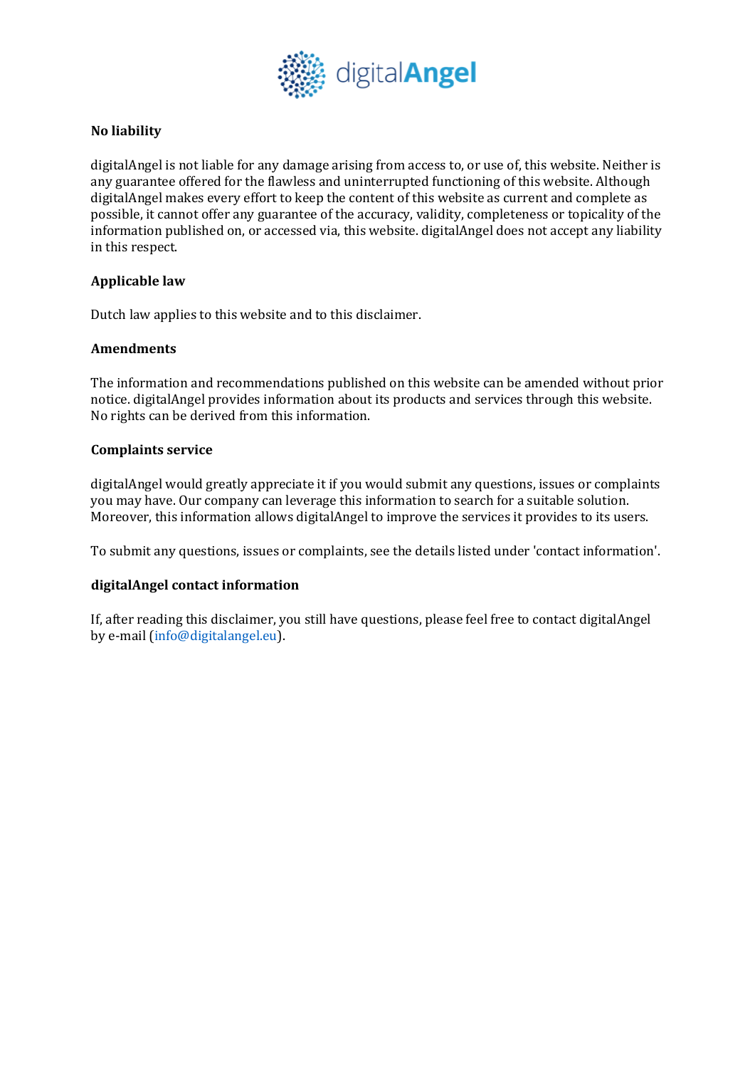**No liability**

digitalAngel is not liable for any damage arising from access to, or use of, this website. Neither is any guarantee offered for the flawless and uninterrupted functioning of this website. Although digitalAngel makes every effort to keep the content of this website as current and complete as possible, it cannot offer any guarantee of the accuracy, validity, completeness or topicality of the information published on, or accessed via, this website. digitalAngel does not accept any liability in this respect.

**Applicable law**

Dutch law applies to this website and to this disclaimer.

**Amendments**

The information and recommendations published on this website can be amended without prior notice. digitalAngel provides information about its products and services through this website. No rights can be derived from this information.

**Complaints service**

digitalAngel would greatly appreciate it if you would submit any questions, issues or complaints you may have. Our company can leverage this information to search for a suitable solution. Moreover, this information allows digitalAngel to improve the services it provides to its users.

To submit any questions, issues or complaints, see the details listed under 'contact information'.

**digitalAngel contact information**

If, after reading this disclaimer, you still have questions, please feel free to contact digitalAngel by e-mail (info@digitalangel.eu).